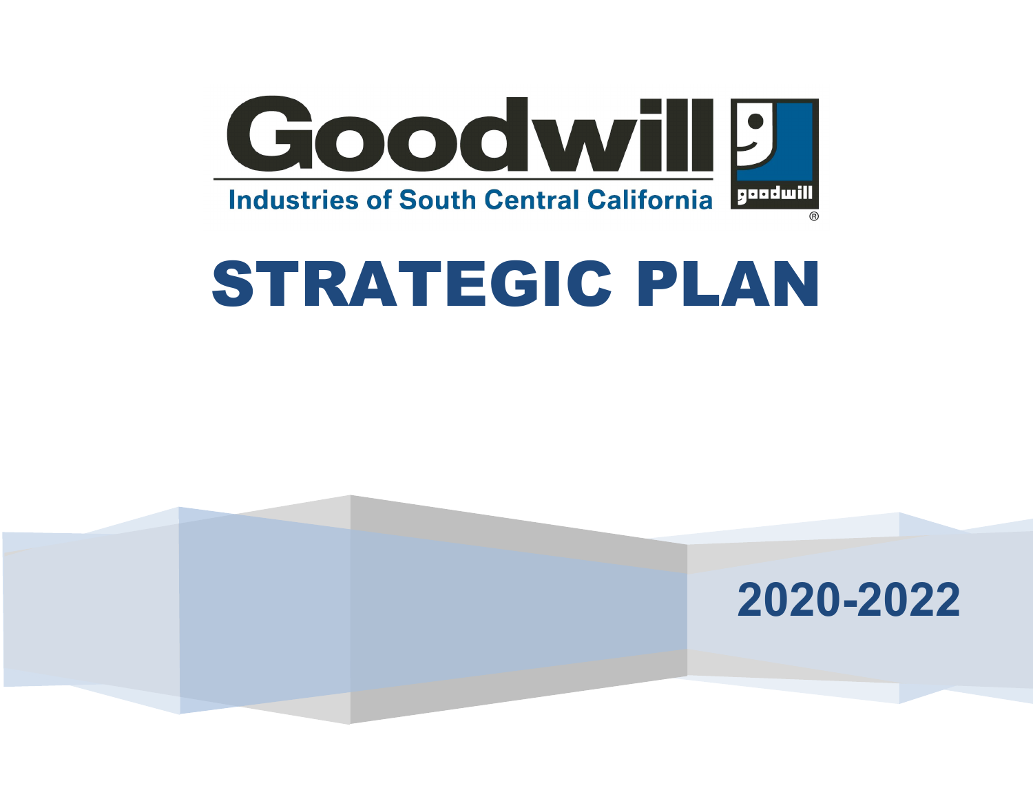# Goodwill Industries of South Central California

# STRATEGIC PLAN

## 2020-2022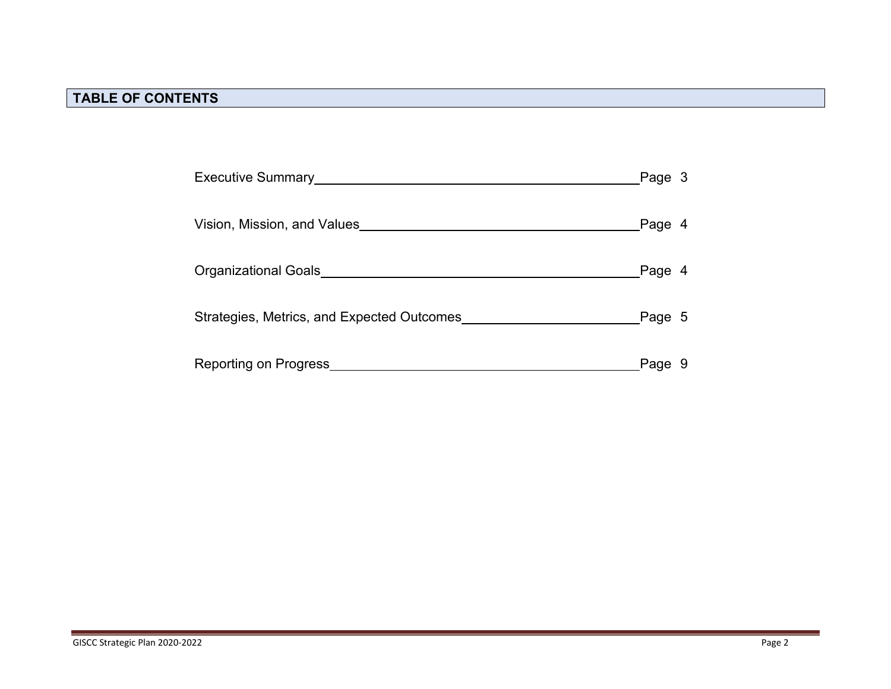## TABLE OF CONTENTS

| | |
|---|---|
| Executive Summary | Page 3 |
| Vision, Mission, and Values | Page 4 |
| Organizational Goals | Page 4 |
| Strategies, Metrics, and Expected Outcomes | Page 5 |
| Reporting on Progress | Page 9 |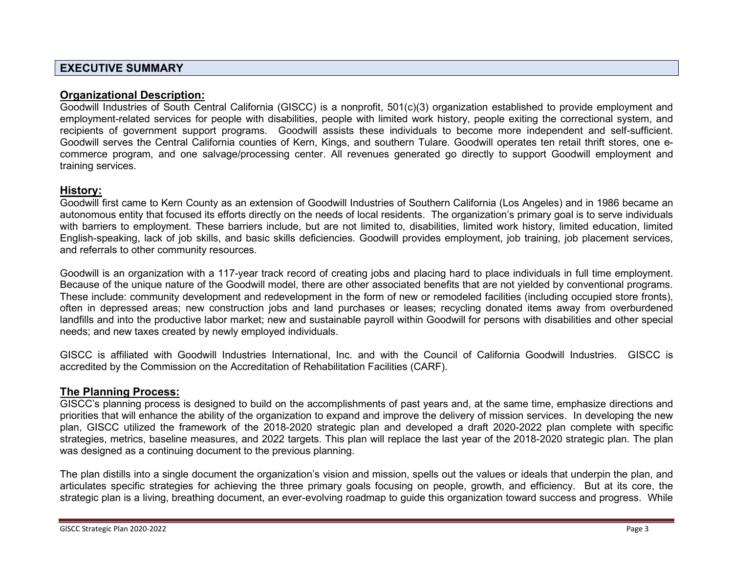## EXECUTIVE SUMMARY

### Organizational Description:

Goodwill Industries of South Central California (GISCC) is a nonprofit, 501(c)(3) organization established to provide employment and employment-related services for people with disabilities, people with limited work history, people exiting the correctional system, and recipients of government support programs. Goodwill assists these individuals to become more independent and self-sufficient. Goodwill serves the Central California counties of Kern, Kings, and southern Tulare. Goodwill operates ten retail thrift stores, one e-commerce program, and one salvage/processing center. All revenues generated go directly to support Goodwill employment and training services.

### History:

Goodwill first came to Kern County as an extension of Goodwill Industries of Southern California (Los Angeles) and in 1986 became an autonomous entity that focused its efforts directly on the needs of local residents. The organization's primary goal is to serve individuals with barriers to employment. These barriers include, but are not limited to, disabilities, limited work history, limited education, limited English-speaking, lack of job skills, and basic skills deficiencies. Goodwill provides employment, job training, job placement services, and referrals to other community resources.

Goodwill is an organization with a 117-year track record of creating jobs and placing hard to place individuals in full time employment. Because of the unique nature of the Goodwill model, there are other associated benefits that are not yielded by conventional programs. These include: community development and redevelopment in the form of new or remodeled facilities (including occupied store fronts), often in depressed areas; new construction jobs and land purchases or leases; recycling donated items away from overburdened landfills and into the productive labor market; new and sustainable payroll within Goodwill for persons with disabilities and other special needs; and new taxes created by newly employed individuals.

GISCC is affiliated with Goodwill Industries International, Inc. and with the Council of California Goodwill Industries. GISCC is accredited by the Commission on the Accreditation of Rehabilitation Facilities (CARF).

### The Planning Process:

GISCC's planning process is designed to build on the accomplishments of past years and, at the same time, emphasize directions and priorities that will enhance the ability of the organization to expand and improve the delivery of mission services. In developing the new plan, GISCC utilized the framework of the 2018-2020 strategic plan and developed a draft 2020-2022 plan complete with specific strategies, metrics, baseline measures, and 2022 targets. This plan will replace the last year of the 2018-2020 strategic plan. The plan was designed as a continuing document to the previous planning.

The plan distills into a single document the organization's vision and mission, spells out the values or ideals that underpin the plan, and articulates specific strategies for achieving the three primary goals focusing on people, growth, and efficiency. But at its core, the strategic plan is a living, breathing document, an ever-evolving roadmap to guide this organization toward success and progress. While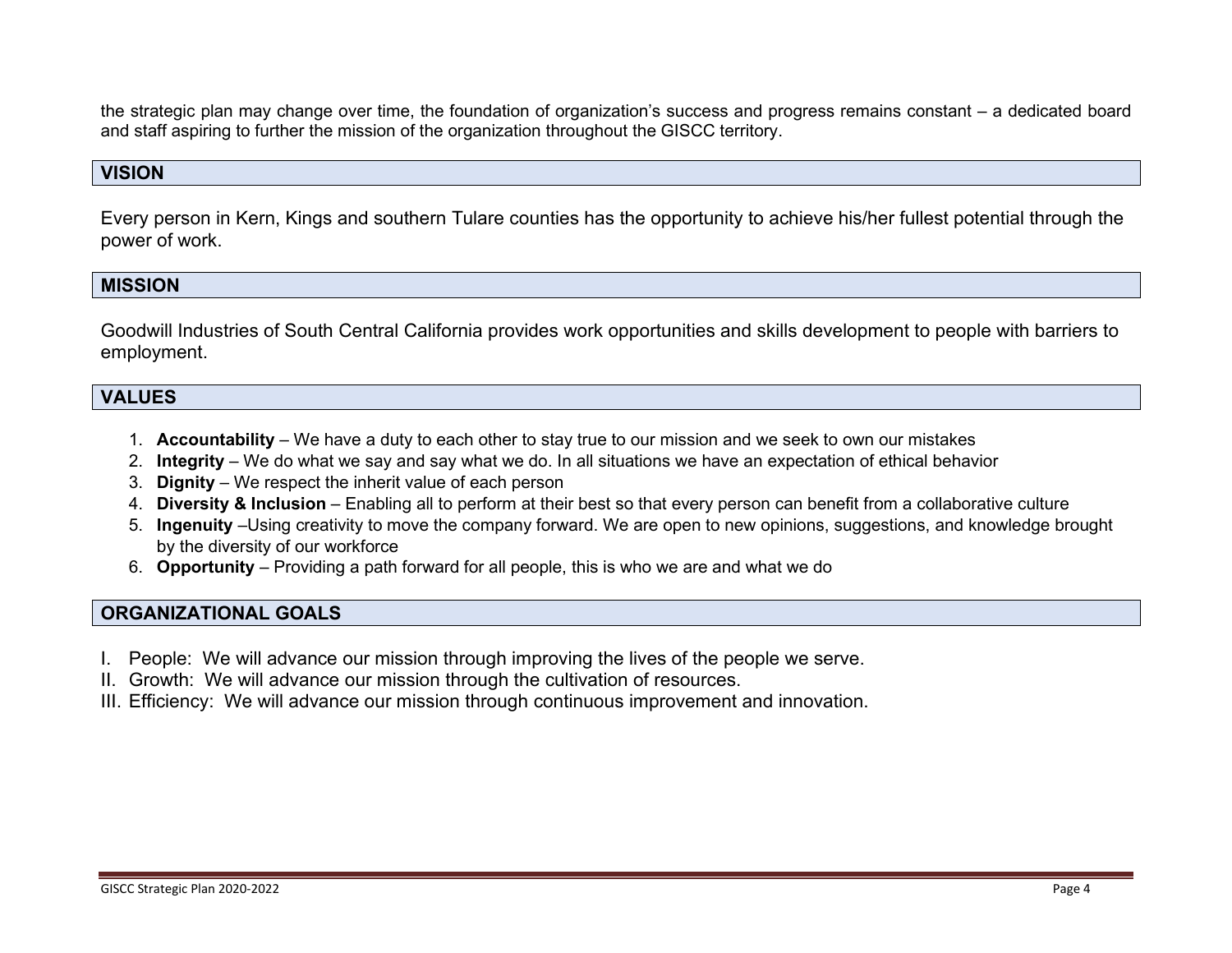the strategic plan may change over time, the foundation of organization's success and progress remains constant – a dedicated board and staff aspiring to further the mission of the organization throughout the GISCC territory.

## VISION

Every person in Kern, Kings and southern Tulare counties has the opportunity to achieve his/her fullest potential through the power of work.

## MISSION

Goodwill Industries of South Central California provides work opportunities and skills development to people with barriers to employment.

## VALUES

1. **Accountability** – We have a duty to each other to stay true to our mission and we seek to own our mistakes
2. **Integrity** – We do what we say and say what we do. In all situations we have an expectation of ethical behavior
3. **Dignity** – We respect the inherit value of each person
4. **Diversity & Inclusion** – Enabling all to perform at their best so that every person can benefit from a collaborative culture
5. **Ingenuity** –Using creativity to move the company forward. We are open to new opinions, suggestions, and knowledge brought by the diversity of our workforce
6. **Opportunity** – Providing a path forward for all people, this is who we are and what we do

## ORGANIZATIONAL GOALS

I. People: We will advance our mission through improving the lives of the people we serve.
II. Growth: We will advance our mission through the cultivation of resources.
III. Efficiency: We will advance our mission through continuous improvement and innovation.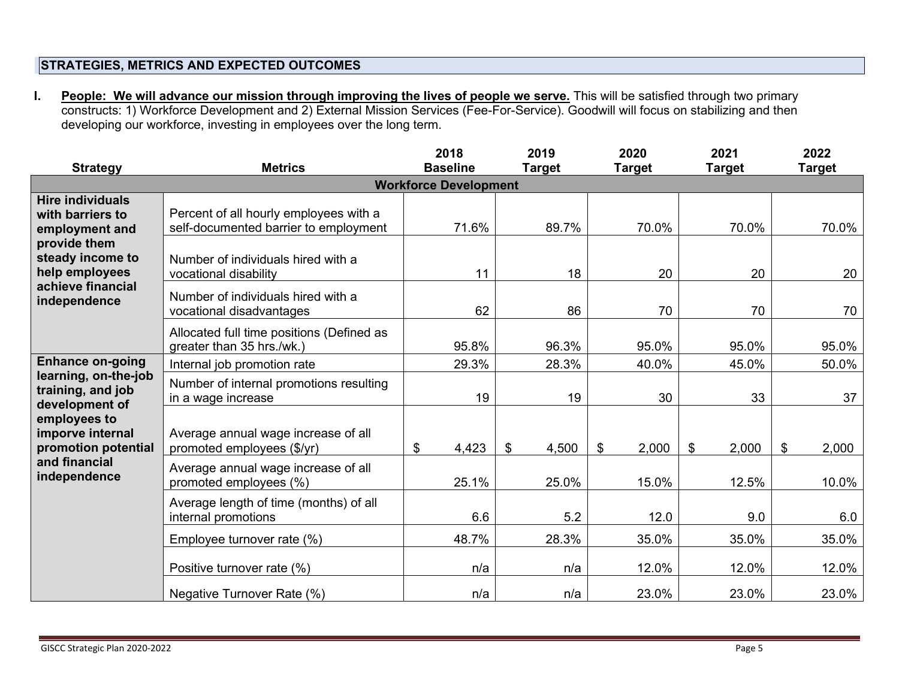## STRATEGIES, METRICS AND EXPECTED OUTCOMES

**I. People: We will advance our mission through improving the lives of people we serve.** This will be satisfied through two primary constructs: 1) Workforce Development and 2) External Mission Services (Fee-For-Service). Goodwill will focus on stabilizing and then developing our workforce, investing in employees over the long term.

| Strategy | Metrics | 2018 Baseline | 2019 Target | 2020 Target | 2021 Target | 2022 Target |
|---|---|---|---|---|---|---|
| **Workforce Development** | | | | | | |
| **Hire individuals with barriers to employment and provide them steady income to help employees achieve financial independence** | Percent of all hourly employees with a self-documented barrier to employment | 71.6% | 89.7% | 70.0% | 70.0% | 70.0% |
| | Number of individuals hired with a vocational disability | 11 | 18 | 20 | 20 | 20 |
| | Number of individuals hired with a vocational disadvantages | 62 | 86 | 70 | 70 | 70 |
| | Allocated full time positions (Defined as greater than 35 hrs./wk.) | 95.8% | 96.3% | 95.0% | 95.0% | 95.0% |
| **Enhance on-going learning, on-the-job training, and job development of employees to imporve internal promotion potential and financial independence** | Internal job promotion rate | 29.3% | 28.3% | 40.0% | 45.0% | 50.0% |
| | Number of internal promotions resulting in a wage increase | 19 | 19 | 30 | 33 | 37 |
| | Average annual wage increase of all promoted employees ($/yr) | $ 4,423 | $ 4,500 | $ 2,000 | $ 2,000 | $ 2,000 |
| | Average annual wage increase of all promoted employees (%) | 25.1% | 25.0% | 15.0% | 12.5% | 10.0% |
| | Average length of time (months) of all internal promotions | 6.6 | 5.2 | 12.0 | 9.0 | 6.0 |
| | Employee turnover rate (%) | 48.7% | 28.3% | 35.0% | 35.0% | 35.0% |
| | Positive turnover rate (%) | n/a | n/a | 12.0% | 12.0% | 12.0% |
| | Negative Turnover Rate (%) | n/a | n/a | 23.0% | 23.0% | 23.0% |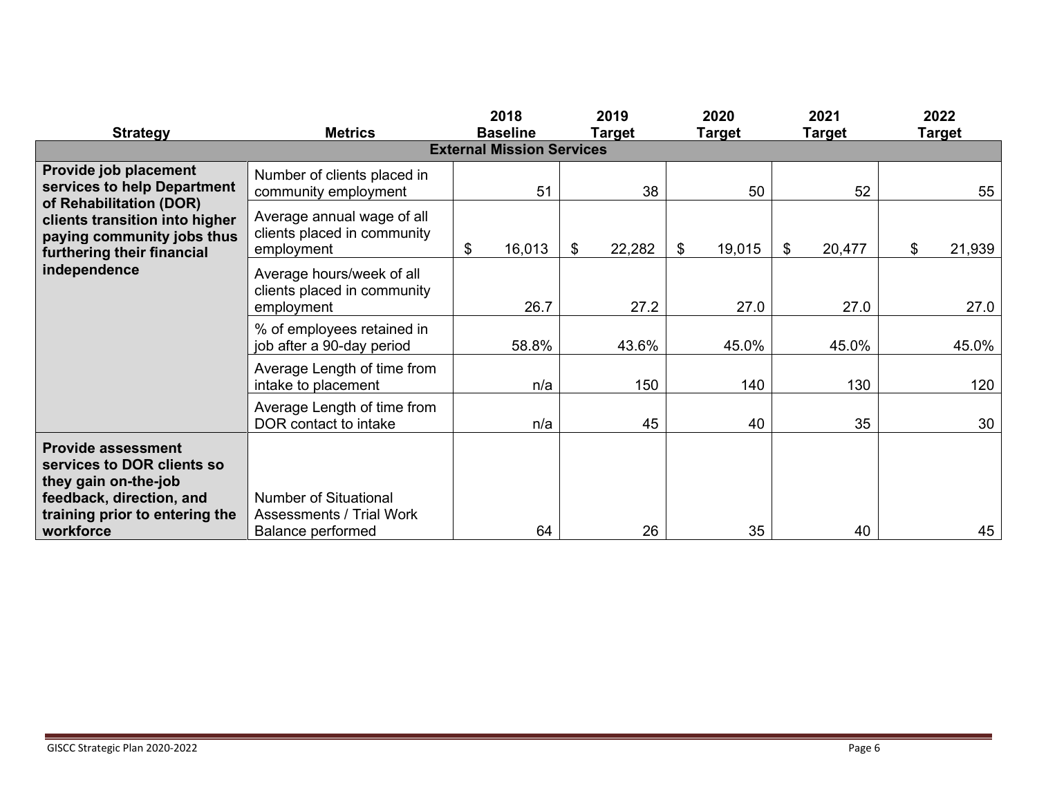| Strategy | Metrics | 2018 Baseline | 2019 Target | 2020 Target | 2021 Target | 2022 Target |
|---|---|---|---|---|---|---|
| **External Mission Services** | | | | | | |
| **Provide job placement services to help Department of Rehabilitation (DOR) clients transition into higher paying community jobs thus furthering their financial independence** | Number of clients placed in community employment | 51 | 38 | 50 | 52 | 55 |
| | Average annual wage of all clients placed in community employment | $ 16,013 | $ 22,282 | $ 19,015 | $ 20,477 | $ 21,939 |
| | Average hours/week of all clients placed in community employment | 26.7 | 27.2 | 27.0 | 27.0 | 27.0 |
| | % of employees retained in job after a 90-day period | 58.8% | 43.6% | 45.0% | 45.0% | 45.0% |
| | Average Length of time from intake to placement | n/a | 150 | 140 | 130 | 120 |
| | Average Length of time from DOR contact to intake | n/a | 45 | 40 | 35 | 30 |
| **Provide assessment services to DOR clients so they gain on-the-job feedback, direction, and training prior to entering the workforce** | Number of Situational Assessments / Trial Work Balance performed | 64 | 26 | 35 | 40 | 45 |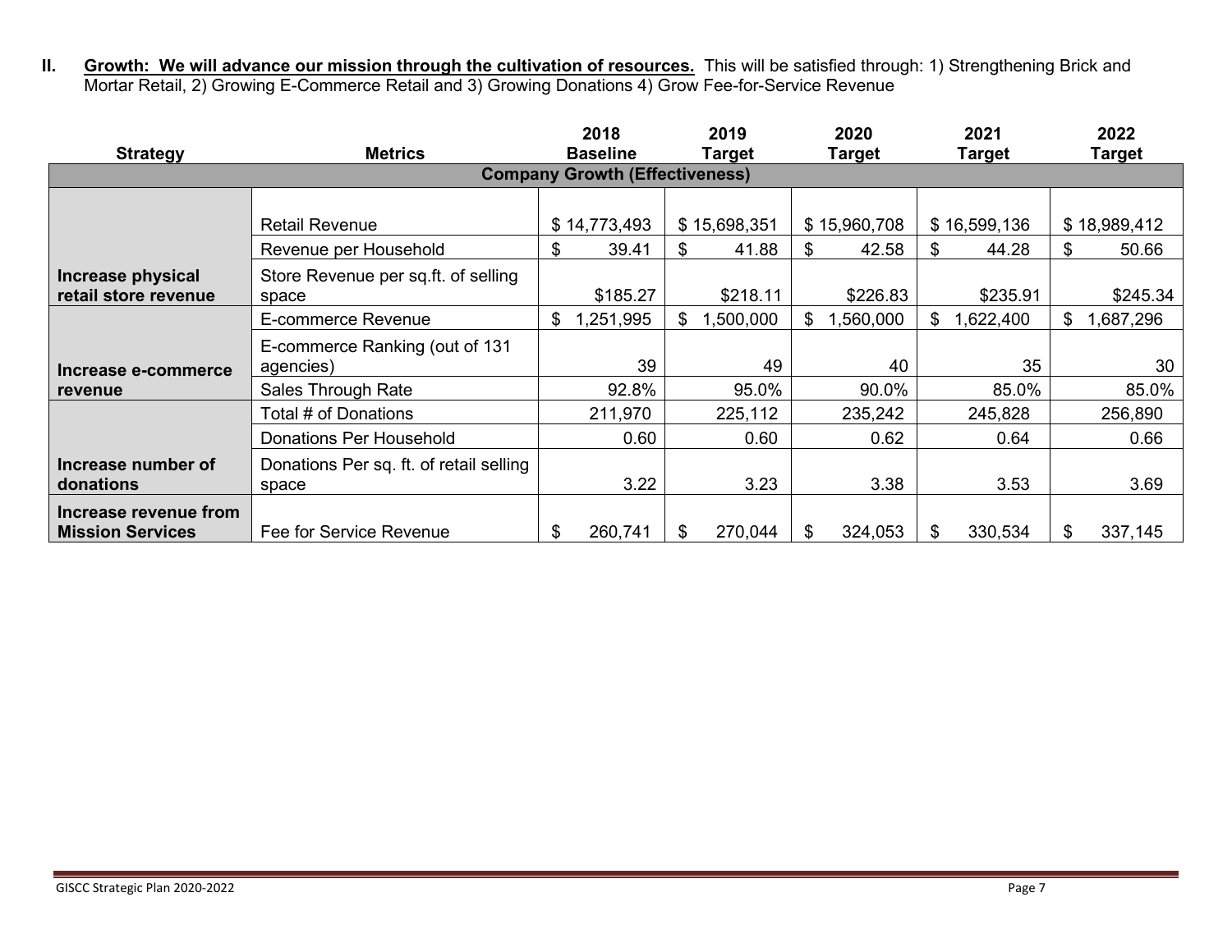**II. Growth: We will advance our mission through the cultivation of resources.** This will be satisfied through: 1) Strengthening Brick and Mortar Retail, 2) Growing E-Commerce Retail and 3) Growing Donations 4) Grow Fee-for-Service Revenue

| Strategy | Metrics | 2018 Baseline | 2019 Target | 2020 Target | 2021 Target | 2022 Target |
|---|---|---|---|---|---|---|
| **Company Growth (Effectiveness)** | | | | | | |
| **Increase physical retail store revenue** | Retail Revenue | $ 14,773,493 | $ 15,698,351 | $ 15,960,708 | $ 16,599,136 | $ 18,989,412 |
| | Revenue per Household | $ 39.41 | $ 41.88 | $ 42.58 | $ 44.28 | $ 50.66 |
| | Store Revenue per sq.ft. of selling space | $185.27 | $218.11 | $226.83 | $235.91 | $245.34 |
| **Increase e-commerce revenue** | E-commerce Revenue | $ 1,251,995 | $ 1,500,000 | $ 1,560,000 | $ 1,622,400 | $ 1,687,296 |
| | E-commerce Ranking (out of 131 agencies) | 39 | 49 | 40 | 35 | 30 |
| | Sales Through Rate | 92.8% | 95.0% | 90.0% | 85.0% | 85.0% |
| **Increase number of donations** | Total # of Donations | 211,970 | 225,112 | 235,242 | 245,828 | 256,890 |
| | Donations Per Household | 0.60 | 0.60 | 0.62 | 0.64 | 0.66 |
| | Donations Per sq. ft. of retail selling space | 3.22 | 3.23 | 3.38 | 3.53 | 3.69 |
| **Increase revenue from Mission Services** | Fee for Service Revenue | $ 260,741 | $ 270,044 | $ 324,053 | $ 330,534 | $ 337,145 |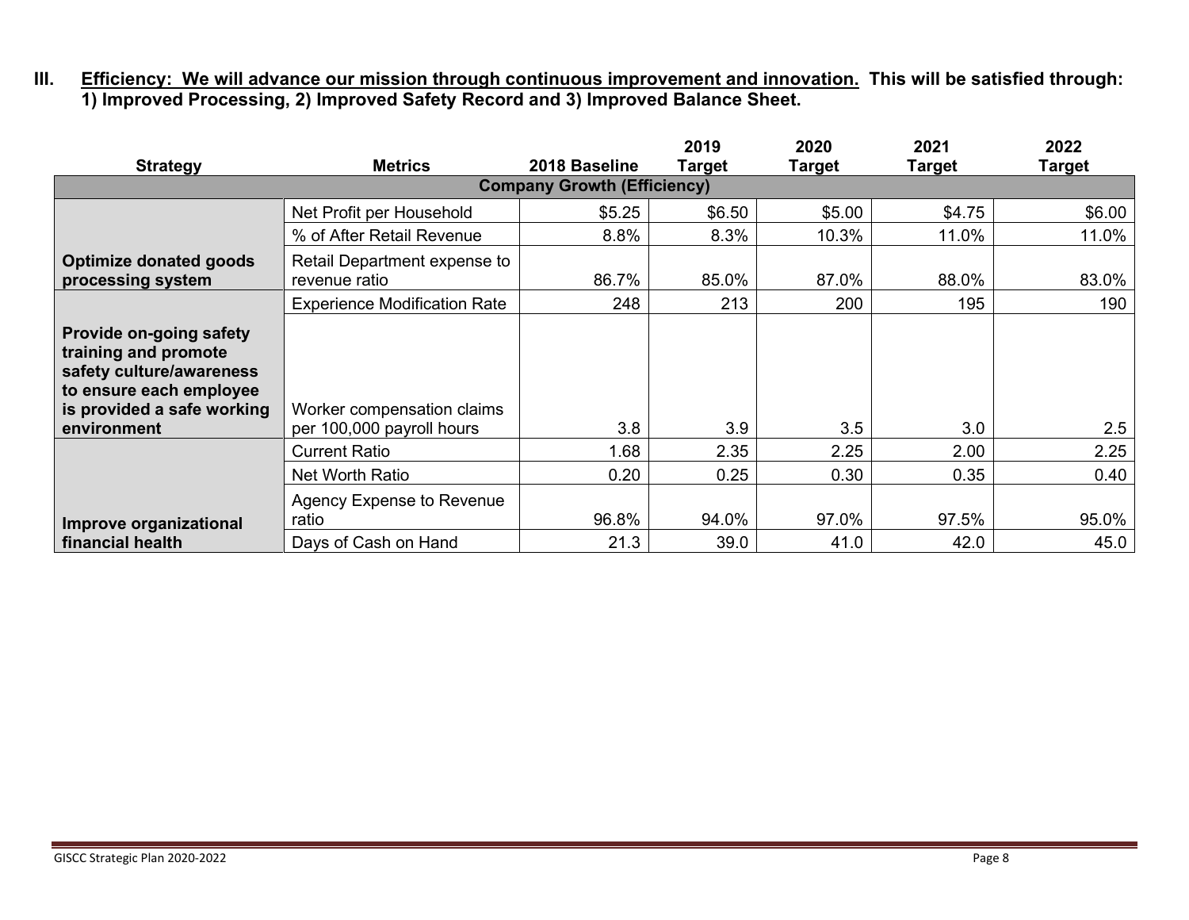**III. <u>Efficiency: We will advance our mission through continuous improvement and innovation.</u> This will be satisfied through: 1) Improved Processing, 2) Improved Safety Record and 3) Improved Balance Sheet.**

| Strategy | Metrics | 2018 Baseline | 2019 Target | 2020 Target | 2021 Target | 2022 Target |
|---|---|---|---|---|---|---|
| **Company Growth (Efficiency)** | | | | | | |
| **Optimize donated goods processing system** | Net Profit per Household | $5.25 | $6.50 | $5.00 | $4.75 | $6.00 |
| | % of After Retail Revenue | 8.8% | 8.3% | 10.3% | 11.0% | 11.0% |
| | Retail Department expense to revenue ratio | 86.7% | 85.0% | 87.0% | 88.0% | 83.0% |
| **Provide on-going safety training and promote safety culture/awareness to ensure each employee is provided a safe working environment** | Experience Modification Rate | 248 | 213 | 200 | 195 | 190 |
| | Worker compensation claims per 100,000 payroll hours | 3.8 | 3.9 | 3.5 | 3.0 | 2.5 |
| **Improve organizational financial health** | Current Ratio | 1.68 | 2.35 | 2.25 | 2.00 | 2.25 |
| | Net Worth Ratio | 0.20 | 0.25 | 0.30 | 0.35 | 0.40 |
| | Agency Expense to Revenue ratio | 96.8% | 94.0% | 97.0% | 97.5% | 95.0% |
| | Days of Cash on Hand | 21.3 | 39.0 | 41.0 | 42.0 | 45.0 |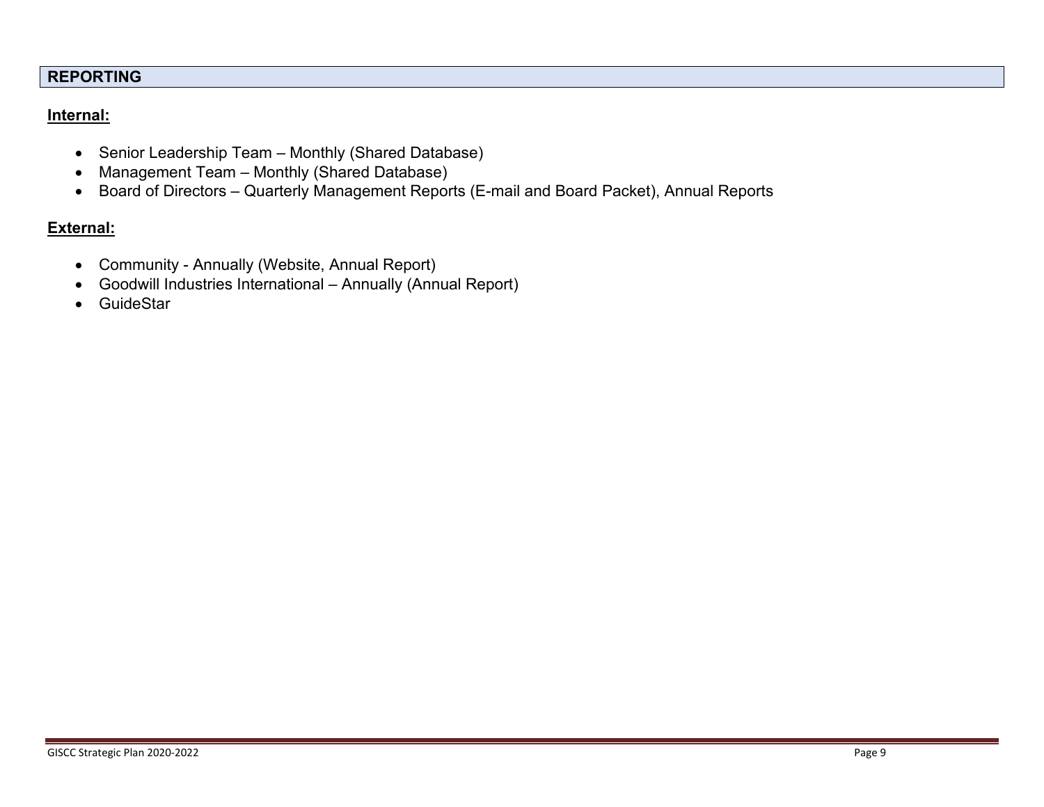## REPORTING

**Internal:**

- Senior Leadership Team – Monthly (Shared Database)
- Management Team – Monthly (Shared Database)
- Board of Directors – Quarterly Management Reports (E-mail and Board Packet), Annual Reports

**External:**

- Community - Annually (Website, Annual Report)
- Goodwill Industries International – Annually (Annual Report)
- GuideStar